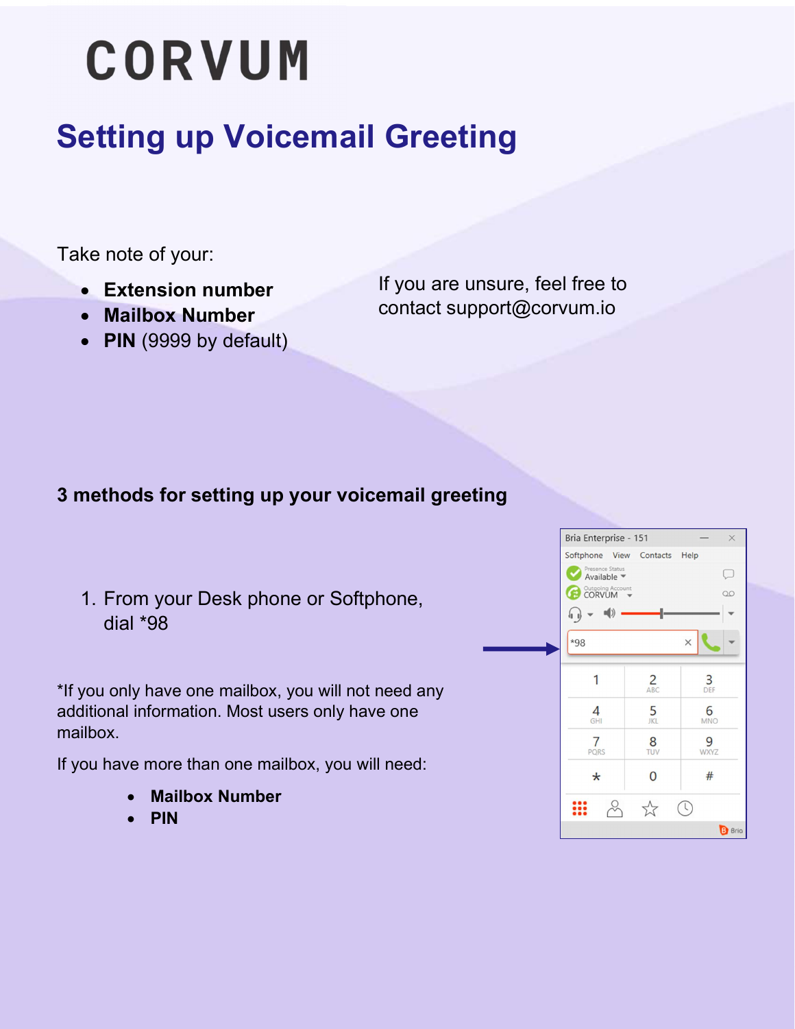# CORVUM

## Setting up Voicemail Greeting

Take note of your:

- **Extension number**
- **Mailbox Number**
- **PIN** (9999 by default)

If you are unsure, feel free to contact support@corvum.io

### 3 methods for setting up your voicemail greeting

1. From your Desk phone or Softphone, dial *98

*If you only have one mailbox, you will not need any additional information. Most users only have one mailbox.

If you have more than one mailbox, you will need:

- **Mailbox Number**
- **PIN**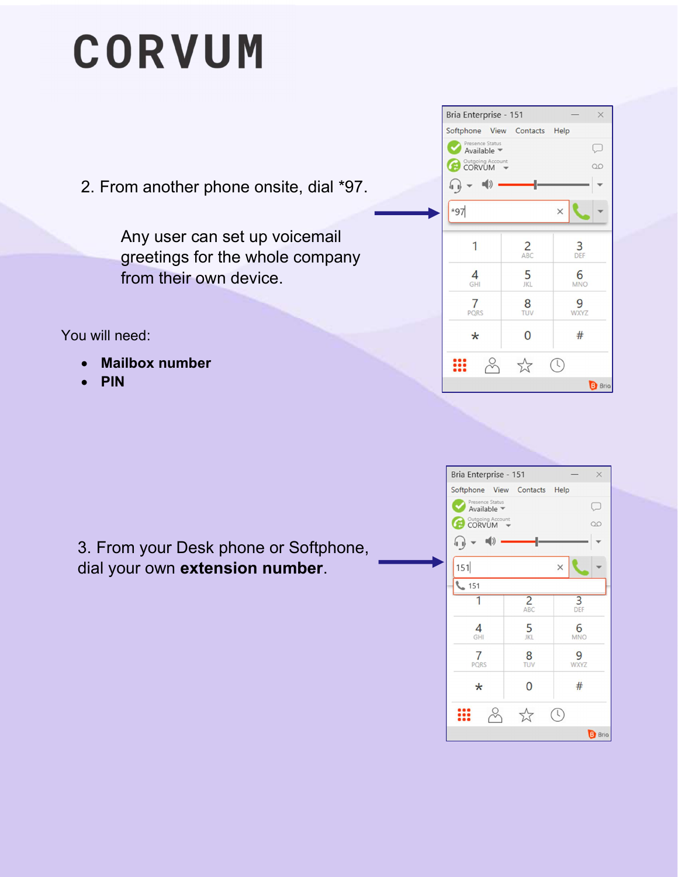# CORVUM

2. From another phone onsite, dial *97.

Any user can set up voicemail greetings for the whole company from their own device.

You will need:

- **Mailbox number**
- **PIN**

3. From your Desk phone or Softphone, dial your own **extension number**.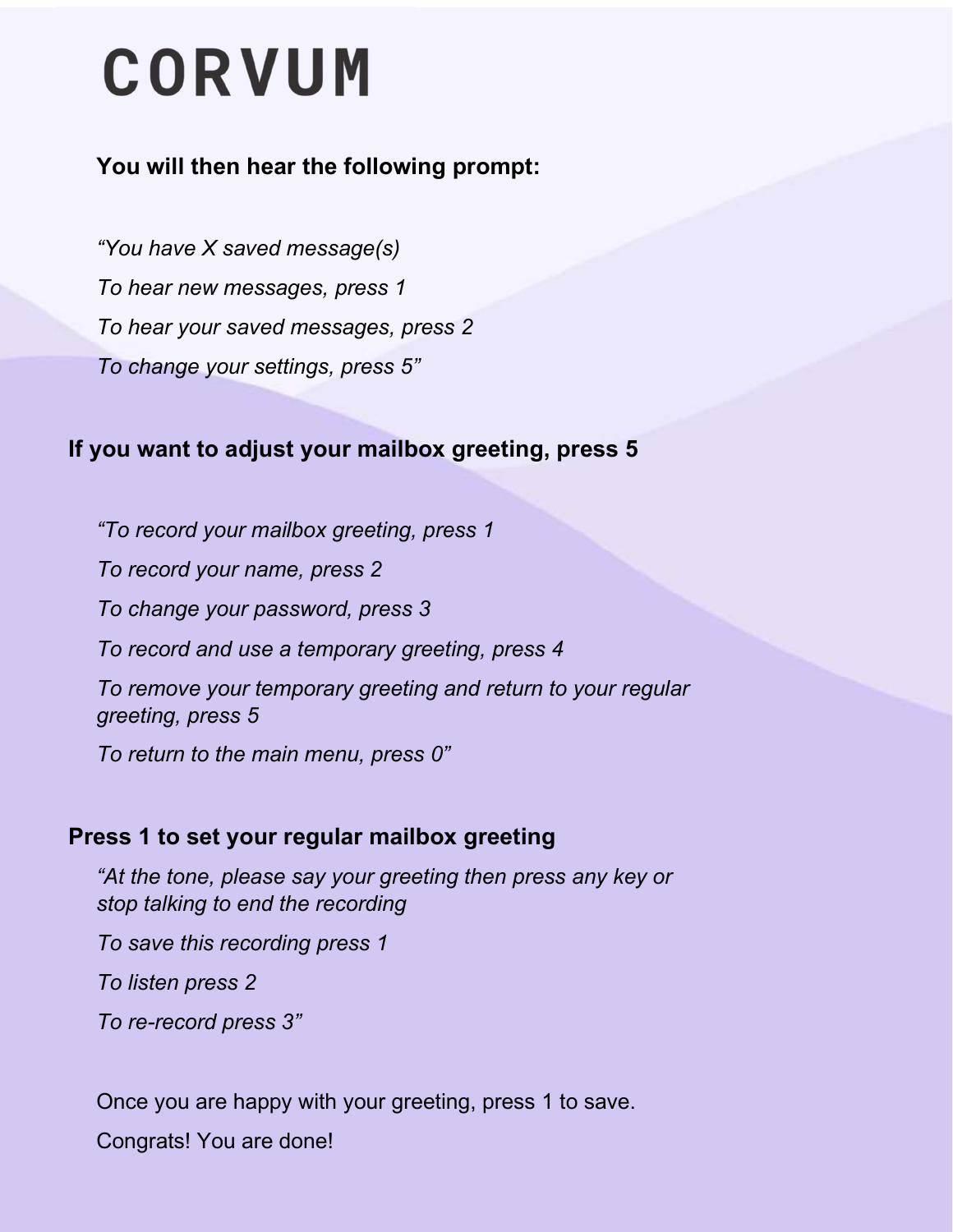# CORVUM

**You will then hear the following prompt:**

*"You have X saved message(s)*

*To hear new messages, press 1*

*To hear your saved messages, press 2*

*To change your settings, press 5"*

**If you want to adjust your mailbox greeting, press 5**

*"To record your mailbox greeting, press 1*

*To record your name, press 2*

*To change your password, press 3*

*To record and use a temporary greeting, press 4*

*To remove your temporary greeting and return to your regular greeting, press 5*

*To return to the main menu, press 0"*

**Press 1 to set your regular mailbox greeting**

*"At the tone, please say your greeting then press any key or stop talking to end the recording*

*To save this recording press 1*

*To listen press 2*

*To re-record press 3"*

Once you are happy with your greeting, press 1 to save.

Congrats! You are done!